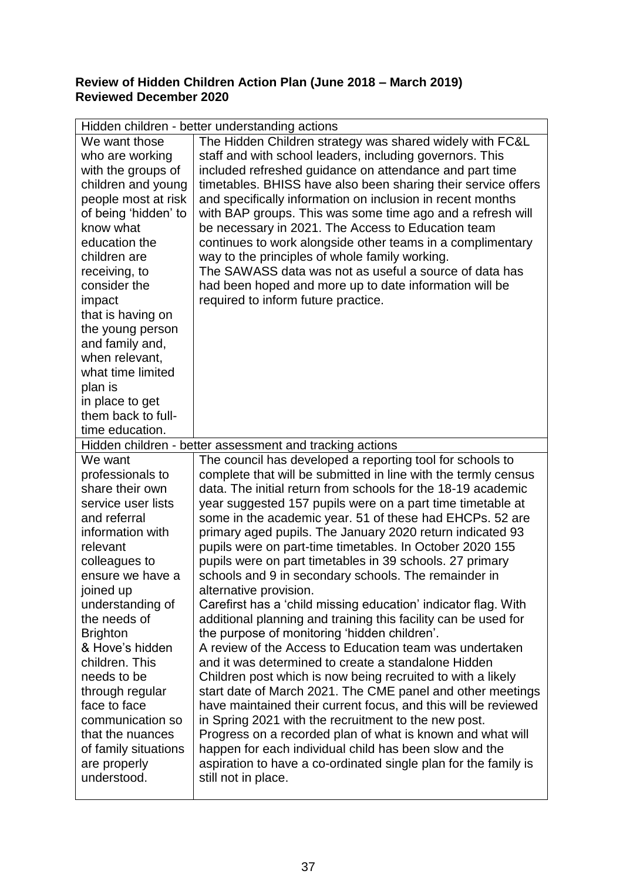**Review of Hidden Children Action Plan (June 2018 – March 2019)**
**Reviewed December 2020**

| Hidden children - better understanding actions | |
|---|---|
| We want those who are working with the groups of children and young people most at risk of being 'hidden' to know what education the children are receiving, to consider the impact that is having on the young person and family and, when relevant, what time limited plan is in place to get them back to full-time education. | The Hidden Children strategy was shared widely with FC&L staff and with school leaders, including governors. This included refreshed guidance on attendance and part time timetables. BHISS have also been sharing their service offers and specifically information on inclusion in recent months with BAP groups. This was some time ago and a refresh will be necessary in 2021. The Access to Education team continues to work alongside other teams in a complimentary way to the principles of whole family working.<br>The SAWASS data was not as useful a source of data has had been hoped and more up to date information will be required to inform future practice. |
| **Hidden children - better assessment and tracking actions** | |
| We want professionals to share their own service user lists and referral information with relevant colleagues to ensure we have a joined up understanding of the needs of Brighton & Hove's hidden children. This needs to be through regular face to face communication so that the nuances of family situations are properly understood. | The council has developed a reporting tool for schools to complete that will be submitted in line with the termly census data. The initial return from schools for the 18-19 academic year suggested 157 pupils were on a part time timetable at some in the academic year. 51 of these had EHCPs. 52 are primary aged pupils. The January 2020 return indicated 93 pupils were on part-time timetables. In October 2020 155 pupils were on part timetables in 39 schools. 27 primary schools and 9 in secondary schools. The remainder in alternative provision.<br>Carefirst has a 'child missing education' indicator flag. With additional planning and training this facility can be used for the purpose of monitoring 'hidden children'.<br>A review of the Access to Education team was undertaken and it was determined to create a standalone Hidden Children post which is now being recruited to with a likely start date of March 2021. The CME panel and other meetings have maintained their current focus, and this will be reviewed in Spring 2021 with the recruitment to the new post.<br>Progress on a recorded plan of what is known and what will happen for each individual child has been slow and the aspiration to have a co-ordinated single plan for the family is still not in place. |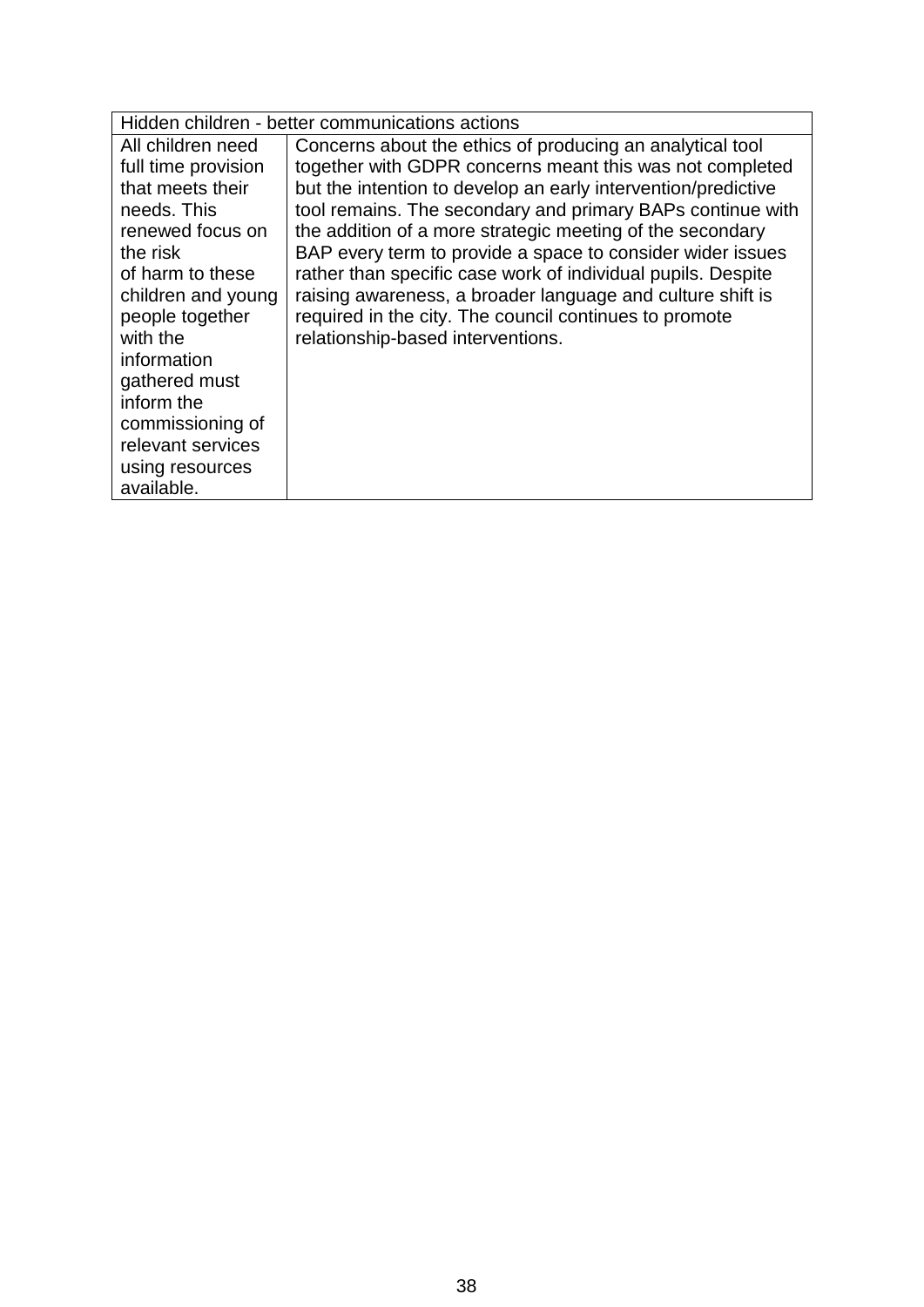| Hidden children - better communications actions | |
|---|---|
| All children need full time provision that meets their needs. This renewed focus on the risk of harm to these children and young people together with the information gathered must inform the commissioning of relevant services using resources available. | Concerns about the ethics of producing an analytical tool together with GDPR concerns meant this was not completed but the intention to develop an early intervention/predictive tool remains. The secondary and primary BAPs continue with the addition of a more strategic meeting of the secondary BAP every term to provide a space to consider wider issues rather than specific case work of individual pupils. Despite raising awareness, a broader language and culture shift is required in the city. The council continues to promote relationship-based interventions. |